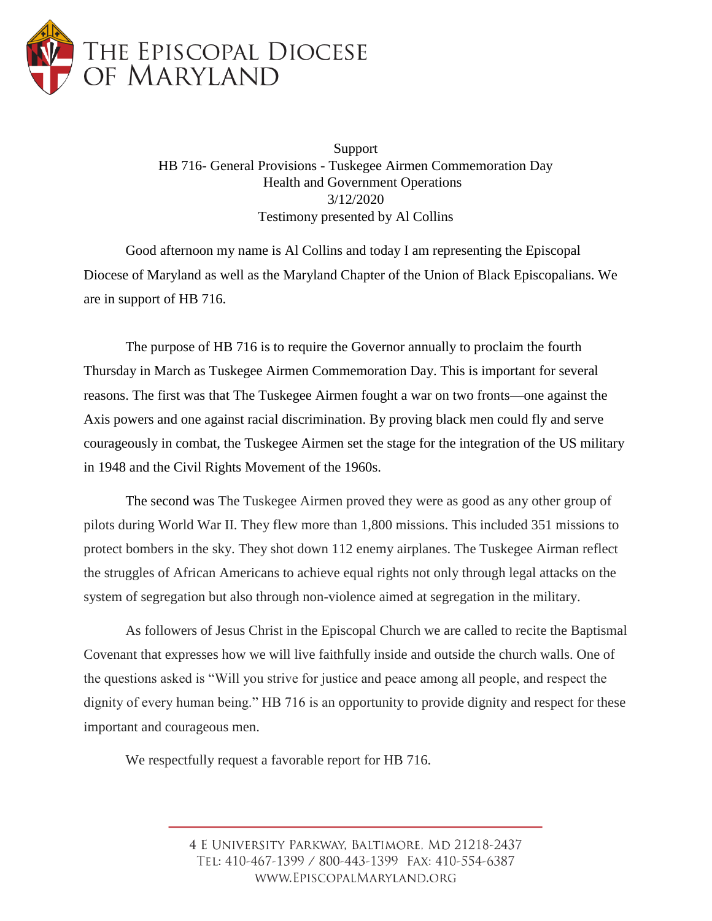# The Episcopal Diocese of Maryland

Support
HB 716- General Provisions - Tuskegee Airmen Commemoration Day
Health and Government Operations
3/12/2020
Testimony presented by Al Collins

Good afternoon my name is Al Collins and today I am representing the Episcopal Diocese of Maryland as well as the Maryland Chapter of the Union of Black Episcopalians. We are in support of HB 716.

The purpose of HB 716 is to require the Governor annually to proclaim the fourth Thursday in March as Tuskegee Airmen Commemoration Day. This is important for several reasons. The first was that The Tuskegee Airmen fought a war on two fronts—one against the Axis powers and one against racial discrimination. By proving black men could fly and serve courageously in combat, the Tuskegee Airmen set the stage for the integration of the US military in 1948 and the Civil Rights Movement of the 1960s.

The second was The Tuskegee Airmen proved they were as good as any other group of pilots during World War II. They flew more than 1,800 missions. This included 351 missions to protect bombers in the sky. They shot down 112 enemy airplanes. The Tuskegee Airman reflect the struggles of African Americans to achieve equal rights not only through legal attacks on the system of segregation but also through non-violence aimed at segregation in the military.

As followers of Jesus Christ in the Episcopal Church we are called to recite the Baptismal Covenant that expresses how we will live faithfully inside and outside the church walls. One of the questions asked is "Will you strive for justice and peace among all people, and respect the dignity of every human being." HB 716 is an opportunity to provide dignity and respect for these important and courageous men.

We respectfully request a favorable report for HB 716.

4 E University Parkway, Baltimore, MD 21218-2437
Tel: 410-467-1399 / 800-443-1399 Fax: 410-554-6387
www.EpiscopalMaryland.org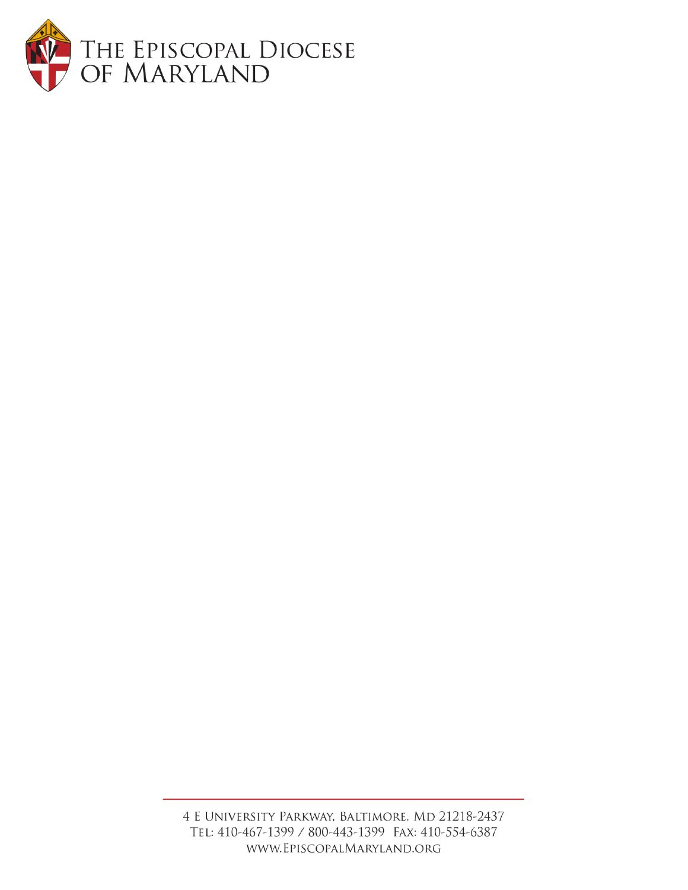THE EPISCOPAL DIOCESE OF MARYLAND

4 E UNIVERSITY PARKWAY, BALTIMORE, MD 21218-2437
TEL: 410-467-1399 / 800-443-1399 FAX: 410-554-6387
WWW.EPISCOPALMARYLAND.ORG